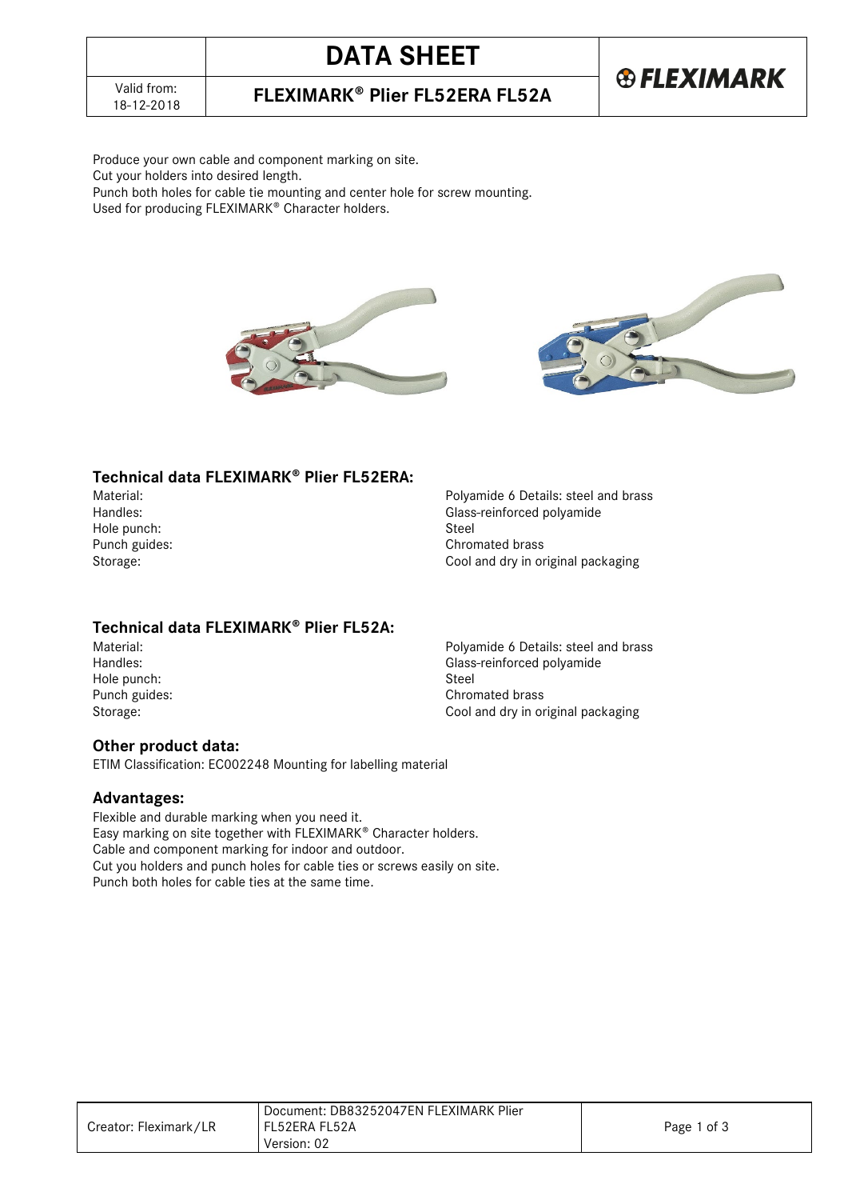# DATA SHEET

Valid from: 18-12-2018

## FLEXIMARK® Plier FL52ERA FL52A

FLEXIMARK

Produce your own cable and component marking on site.
Cut your holders into desired length.
Punch both holes for cable tie mounting and center hole for screw mounting.
Used for producing FLEXIMARK® Character holders.

### Technical data FLEXIMARK® Plier FL52ERA:

| | |
|---|---|
| Material: | Polyamide 6 Details: steel and brass |
| Handles: | Glass-reinforced polyamide |
| Hole punch: | Steel |
| Punch guides: | Chromated brass |
| Storage: | Cool and dry in original packaging |

### Technical data FLEXIMARK® Plier FL52A:

| | |
|---|---|
| Material: | Polyamide 6 Details: steel and brass |
| Handles: | Glass-reinforced polyamide |
| Hole punch: | Steel |
| Punch guides: | Chromated brass |
| Storage: | Cool and dry in original packaging |

### Other product data:

ETIM Classification: EC002248 Mounting for labelling material

### Advantages:

Flexible and durable marking when you need it.
Easy marking on site together with FLEXIMARK® Character holders.
Cable and component marking for indoor and outdoor.
Cut you holders and punch holes for cable ties or screws easily on site.
Punch both holes for cable ties at the same time.

| Creator: Fleximark/LR | Document: DB83252047EN FLEXIMARK Plier FL52ERA FL52A Version: 02 |
|---|---|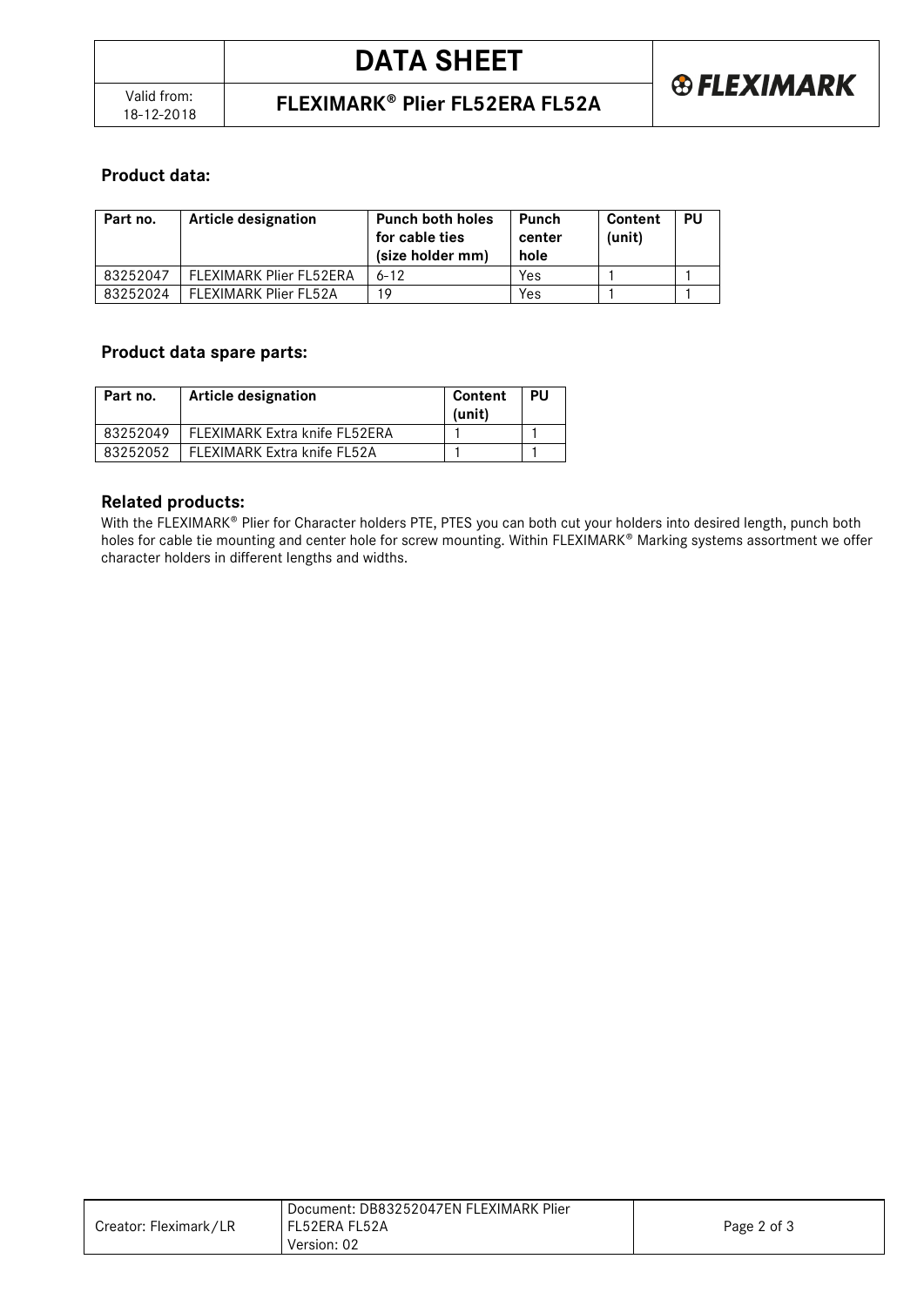## Product data:

| Part no. | Article designation | Punch both holes for cable ties (size holder mm) | Punch center hole | Content (unit) | PU |
|---|---|---|---|---|---|
| 83252047 | FLEXIMARK Plier FL52ERA | 6-12 | Yes | 1 | 1 |
| 83252024 | FLEXIMARK Plier FL52A | 19 | Yes | 1 | 1 |

## Product data spare parts:

| Part no. | Article designation | Content (unit) | PU |
|---|---|---|---|
| 83252049 | FLEXIMARK Extra knife FL52ERA | 1 | 1 |
| 83252052 | FLEXIMARK Extra knife FL52A | 1 | 1 |

## Related products:

With the FLEXIMARK® Plier for Character holders PTE, PTES you can both cut your holders into desired length, punch both holes for cable tie mounting and center hole for screw mounting. Within FLEXIMARK® Marking systems assortment we offer character holders in different lengths and widths.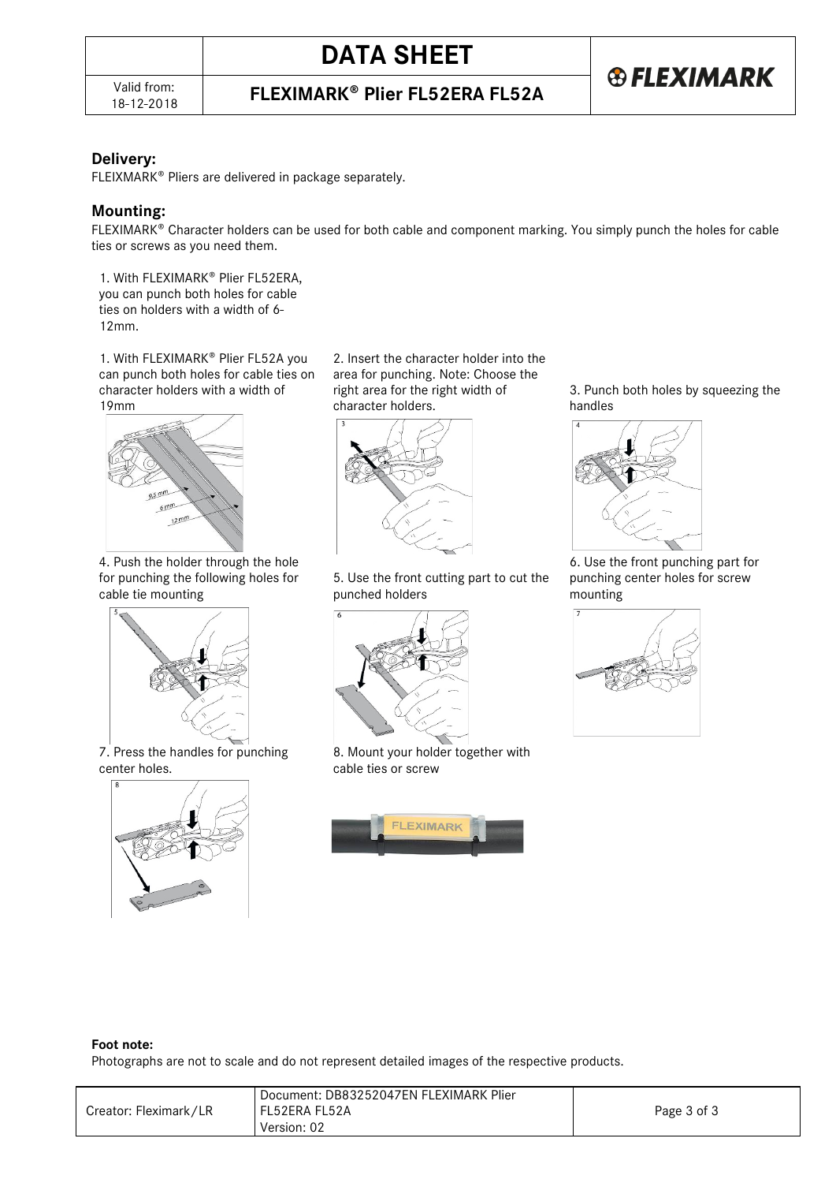## Delivery:

FLEIXMARK® Pliers are delivered in package separately.

## Mounting:

FLEXIMARK® Character holders can be used for both cable and component marking. You simply punch the holes for cable ties or screws as you need them.

1. With FLEXIMARK® Plier FL52ERA, you can punch both holes for cable ties on holders with a width of 6-12mm.

1. With FLEXIMARK® Plier FL52A you can punch both holes for cable ties on character holders with a width of 19mm

9,5 mm
6 mm
12 mm

2. Insert the character holder into the area for punching. Note: Choose the right area for the right width of character holders.

3. Punch both holes by squeezing the handles

4. Push the holder through the hole for punching the following holes for cable tie mounting

5. Use the front cutting part to cut the punched holders

6. Use the front punching part for punching center holes for screw mounting

7. Press the handles for punching center holes.

8. Mount your holder together with cable ties or screw

**Foot note:**
Photographs are not to scale and do not represent detailed images of the respective products.